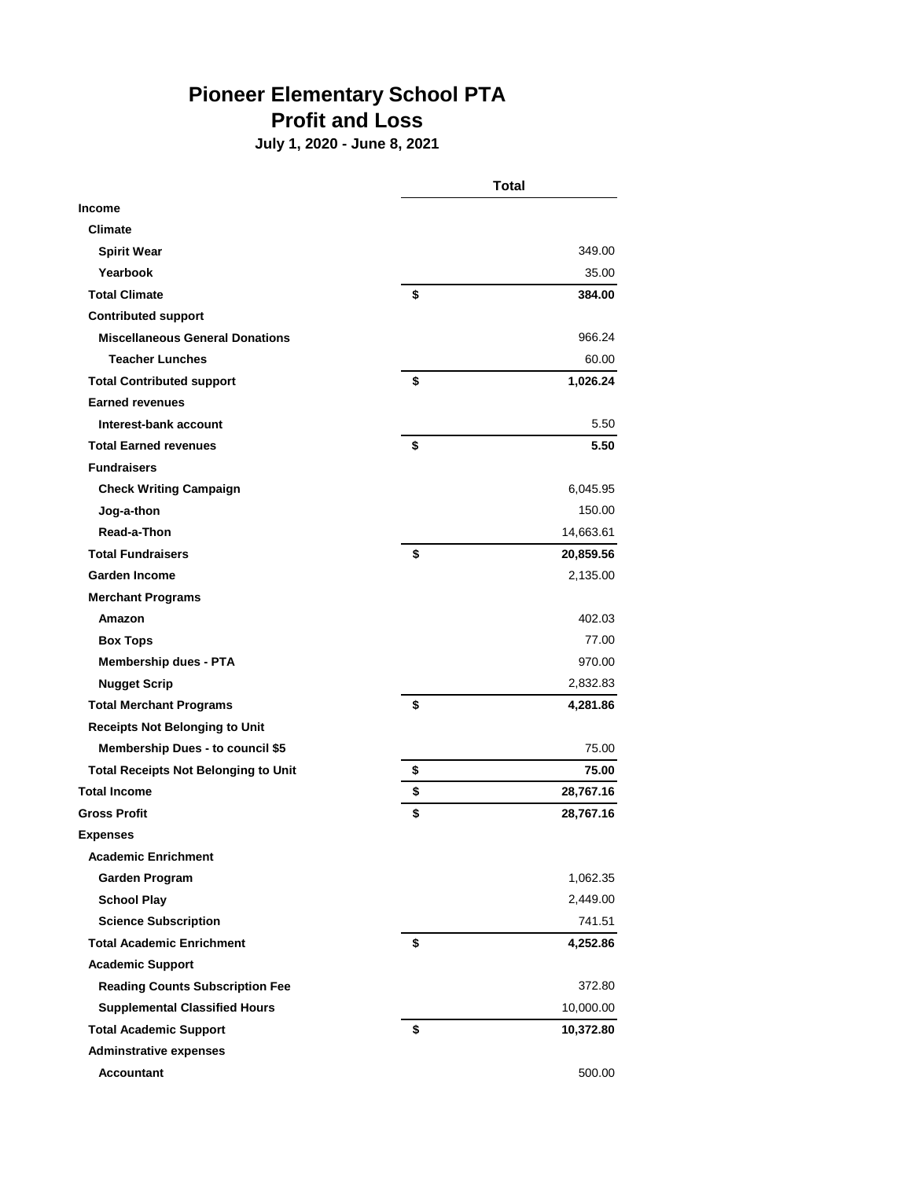# Pioneer Elementary School PTA
## Profit and Loss
### July 1, 2020 - June 8, 2021

| | | Total |
|---|---|---|
| **Income** | | |
| **Climate** | | |
| **Spirit Wear** | | 349.00 |
| **Yearbook** | | 35.00 |
| **Total Climate** | **$** | **384.00** |
| **Contributed support** | | |
| **Miscellaneous General Donations** | | 966.24 |
| **Teacher Lunches** | | 60.00 |
| **Total Contributed support** | **$** | **1,026.24** |
| **Earned revenues** | | |
| **Interest-bank account** | | 5.50 |
| **Total Earned revenues** | **$** | **5.50** |
| **Fundraisers** | | |
| **Check Writing Campaign** | | 6,045.95 |
| **Jog-a-thon** | | 150.00 |
| **Read-a-Thon** | | 14,663.61 |
| **Total Fundraisers** | **$** | **20,859.56** |
| **Garden Income** | | 2,135.00 |
| **Merchant Programs** | | |
| **Amazon** | | 402.03 |
| **Box Tops** | | 77.00 |
| **Membership dues - PTA** | | 970.00 |
| **Nugget Scrip** | | 2,832.83 |
| **Total Merchant Programs** | **$** | **4,281.86** |
| **Receipts Not Belonging to Unit** | | |
| **Membership Dues - to council $5** | | 75.00 |
| **Total Receipts Not Belonging to Unit** | **$** | **75.00** |
| **Total Income** | **$** | **28,767.16** |
| **Gross Profit** | **$** | **28,767.16** |
| **Expenses** | | |
| **Academic Enrichment** | | |
| **Garden Program** | | 1,062.35 |
| **School Play** | | 2,449.00 |
| **Science Subscription** | | 741.51 |
| **Total Academic Enrichment** | **$** | **4,252.86** |
| **Academic Support** | | |
| **Reading Counts Subscription Fee** | | 372.80 |
| **Supplemental Classified Hours** | | 10,000.00 |
| **Total Academic Support** | **$** | **10,372.80** |
| **Adminstrative expenses** | | |
| **Accountant** | | 500.00 |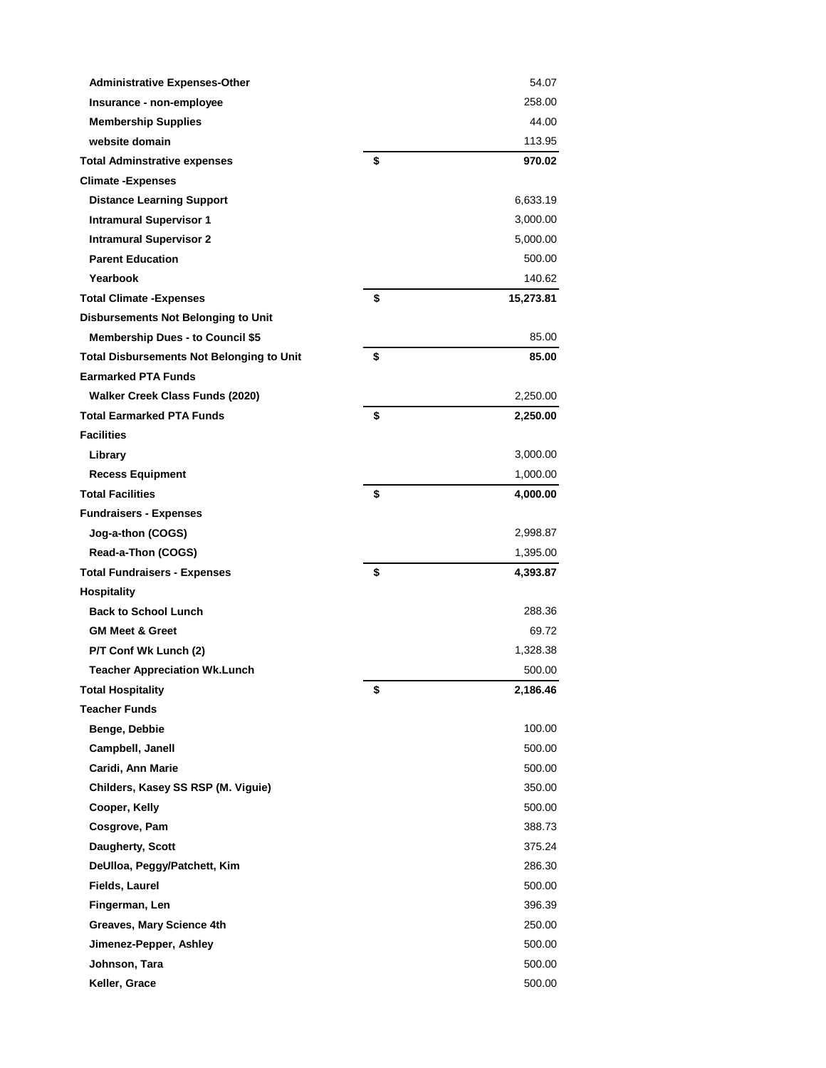| | | |
|---|---|---|
| Administrative Expenses-Other | | 54.07 |
| Insurance - non-employee | | 258.00 |
| Membership Supplies | | 44.00 |
| website domain | | 113.95 |
| **Total Adminstrative expenses** | **$** | **970.02** |
| **Climate -Expenses** | | |
| Distance Learning Support | | 6,633.19 |
| Intramural Supervisor 1 | | 3,000.00 |
| Intramural Supervisor 2 | | 5,000.00 |
| Parent Education | | 500.00 |
| Yearbook | | 140.62 |
| **Total Climate -Expenses** | **$** | **15,273.81** |
| **Disbursements Not Belonging to Unit** | | |
| Membership Dues - to Council $5 | | 85.00 |
| **Total Disbursements Not Belonging to Unit** | **$** | **85.00** |
| **Earmarked PTA Funds** | | |
| Walker Creek Class Funds (2020) | | 2,250.00 |
| **Total Earmarked PTA Funds** | **$** | **2,250.00** |
| **Facilities** | | |
| Library | | 3,000.00 |
| Recess Equipment | | 1,000.00 |
| **Total Facilities** | **$** | **4,000.00** |
| **Fundraisers - Expenses** | | |
| Jog-a-thon (COGS) | | 2,998.87 |
| Read-a-Thon (COGS) | | 1,395.00 |
| **Total Fundraisers - Expenses** | **$** | **4,393.87** |
| **Hospitality** | | |
| Back to School Lunch | | 288.36 |
| GM Meet & Greet | | 69.72 |
| P/T Conf Wk Lunch (2) | | 1,328.38 |
| Teacher Appreciation Wk.Lunch | | 500.00 |
| **Total Hospitality** | **$** | **2,186.46** |
| **Teacher Funds** | | |
| Benge, Debbie | | 100.00 |
| Campbell, Janell | | 500.00 |
| Caridi, Ann Marie | | 500.00 |
| Childers, Kasey SS RSP (M. Viguie) | | 350.00 |
| Cooper, Kelly | | 500.00 |
| Cosgrove, Pam | | 388.73 |
| Daugherty, Scott | | 375.24 |
| DeUlloa, Peggy/Patchett, Kim | | 286.30 |
| Fields, Laurel | | 500.00 |
| Fingerman, Len | | 396.39 |
| Greaves, Mary Science 4th | | 250.00 |
| Jimenez-Pepper, Ashley | | 500.00 |
| Johnson, Tara | | 500.00 |
| Keller, Grace | | 500.00 |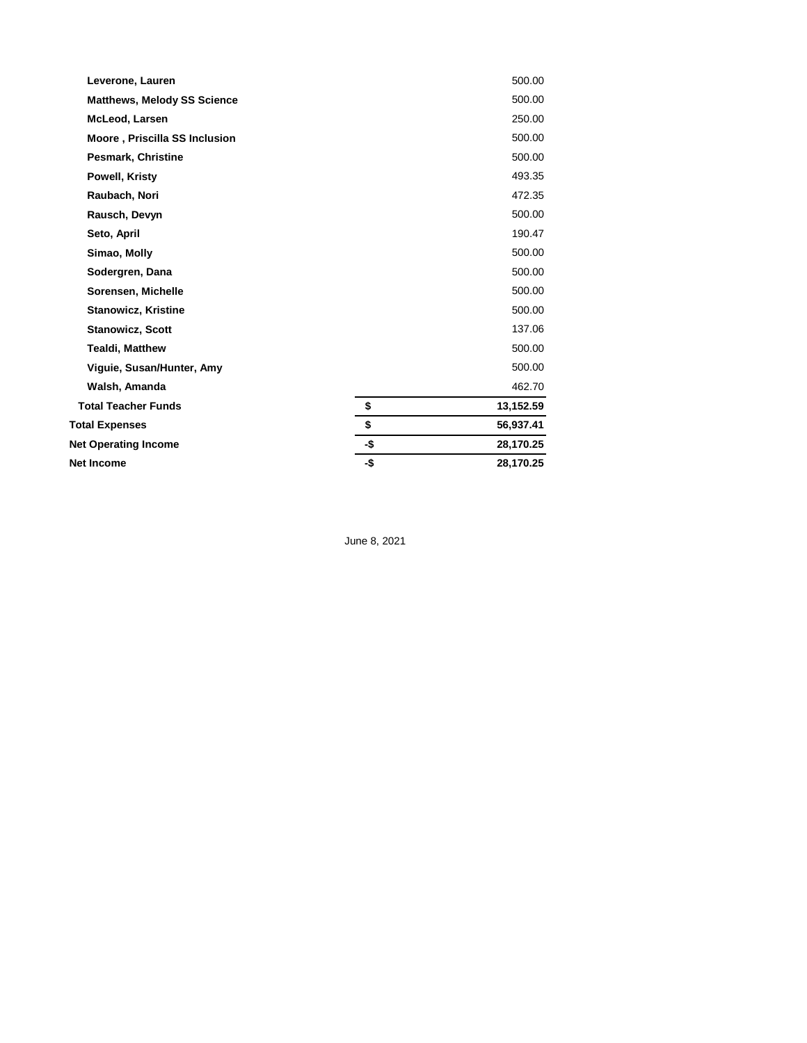| | | |
|---|---|---|
| **Leverone, Lauren** | | 500.00 |
| **Matthews, Melody SS Science** | | 500.00 |
| **McLeod, Larsen** | | 250.00 |
| **Moore , Priscilla SS Inclusion** | | 500.00 |
| **Pesmark, Christine** | | 500.00 |
| **Powell, Kristy** | | 493.35 |
| **Raubach, Nori** | | 472.35 |
| **Rausch, Devyn** | | 500.00 |
| **Seto, April** | | 190.47 |
| **Simao, Molly** | | 500.00 |
| **Sodergren, Dana** | | 500.00 |
| **Sorensen, Michelle** | | 500.00 |
| **Stanowicz, Kristine** | | 500.00 |
| **Stanowicz, Scott** | | 137.06 |
| **Tealdi, Matthew** | | 500.00 |
| **Viguie, Susan/Hunter, Amy** | | 500.00 |
| **Walsh, Amanda** | | 462.70 |
| **Total Teacher Funds** | **$** | **13,152.59** |
| **Total Expenses** | **$** | **56,937.41** |
| **Net Operating Income** | **-$** | **28,170.25** |
| **Net Income** | **-$** | **28,170.25** |

June 8, 2021